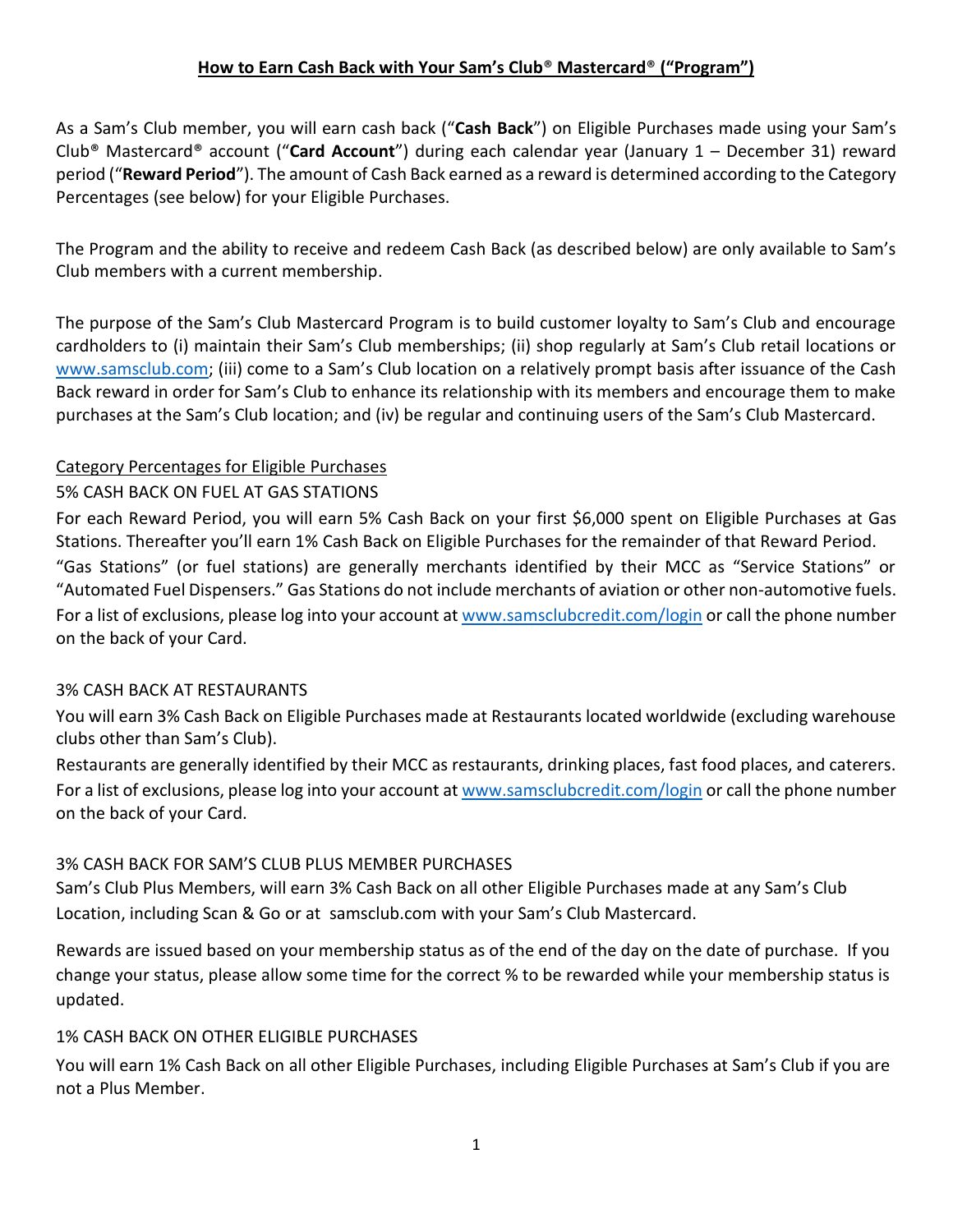# How to Earn Cash Back with Your Sam's Club® Mastercard® ("Program")

As a Sam's Club member, you will earn cash back ("**Cash Back**") on Eligible Purchases made using your Sam's Club® Mastercard® account ("**Card Account**") during each calendar year (January 1 – December 31) reward period ("**Reward Period**"). The amount of Cash Back earned as a reward is determined according to the Category Percentages (see below) for your Eligible Purchases.

The Program and the ability to receive and redeem Cash Back (as described below) are only available to Sam's Club members with a current membership.

The purpose of the Sam's Club Mastercard Program is to build customer loyalty to Sam's Club and encourage cardholders to (i) maintain their Sam's Club memberships; (ii) shop regularly at Sam's Club retail locations or [www.samsclub.com](http://www.samsclub.com); (iii) come to a Sam's Club location on a relatively prompt basis after issuance of the Cash Back reward in order for Sam's Club to enhance its relationship with its members and encourage them to make purchases at the Sam's Club location; and (iv) be regular and continuing users of the Sam's Club Mastercard.

## Category Percentages for Eligible Purchases

### 5% CASH BACK ON FUEL AT GAS STATIONS

For each Reward Period, you will earn 5% Cash Back on your first $6,000 spent on Eligible Purchases at Gas Stations. Thereafter you'll earn 1% Cash Back on Eligible Purchases for the remainder of that Reward Period. "Gas Stations" (or fuel stations) are generally merchants identified by their MCC as "Service Stations" or "Automated Fuel Dispensers." Gas Stations do not include merchants of aviation or other non-automotive fuels. For a list of exclusions, please log into your account at [www.samsclubcredit.com/login](http://www.samsclubcredit.com/login) or call the phone number on the back of your Card.

### 3% CASH BACK AT RESTAURANTS

You will earn 3% Cash Back on Eligible Purchases made at Restaurants located worldwide (excluding warehouse clubs other than Sam's Club).

Restaurants are generally identified by their MCC as restaurants, drinking places, fast food places, and caterers. For a list of exclusions, please log into your account at [www.samsclubcredit.com/login](http://www.samsclubcredit.com/login) or call the phone number on the back of your Card.

### 3% CASH BACK FOR SAM'S CLUB PLUS MEMBER PURCHASES

Sam's Club Plus Members, will earn 3% Cash Back on all other Eligible Purchases made at any Sam's Club Location, including Scan & Go or at samsclub.com with your Sam's Club Mastercard.

Rewards are issued based on your membership status as of the end of the day on the date of purchase. If you change your status, please allow some time for the correct % to be rewarded while your membership status is updated.

### 1% CASH BACK ON OTHER ELIGIBLE PURCHASES

You will earn 1% Cash Back on all other Eligible Purchases, including Eligible Purchases at Sam's Club if you are not a Plus Member.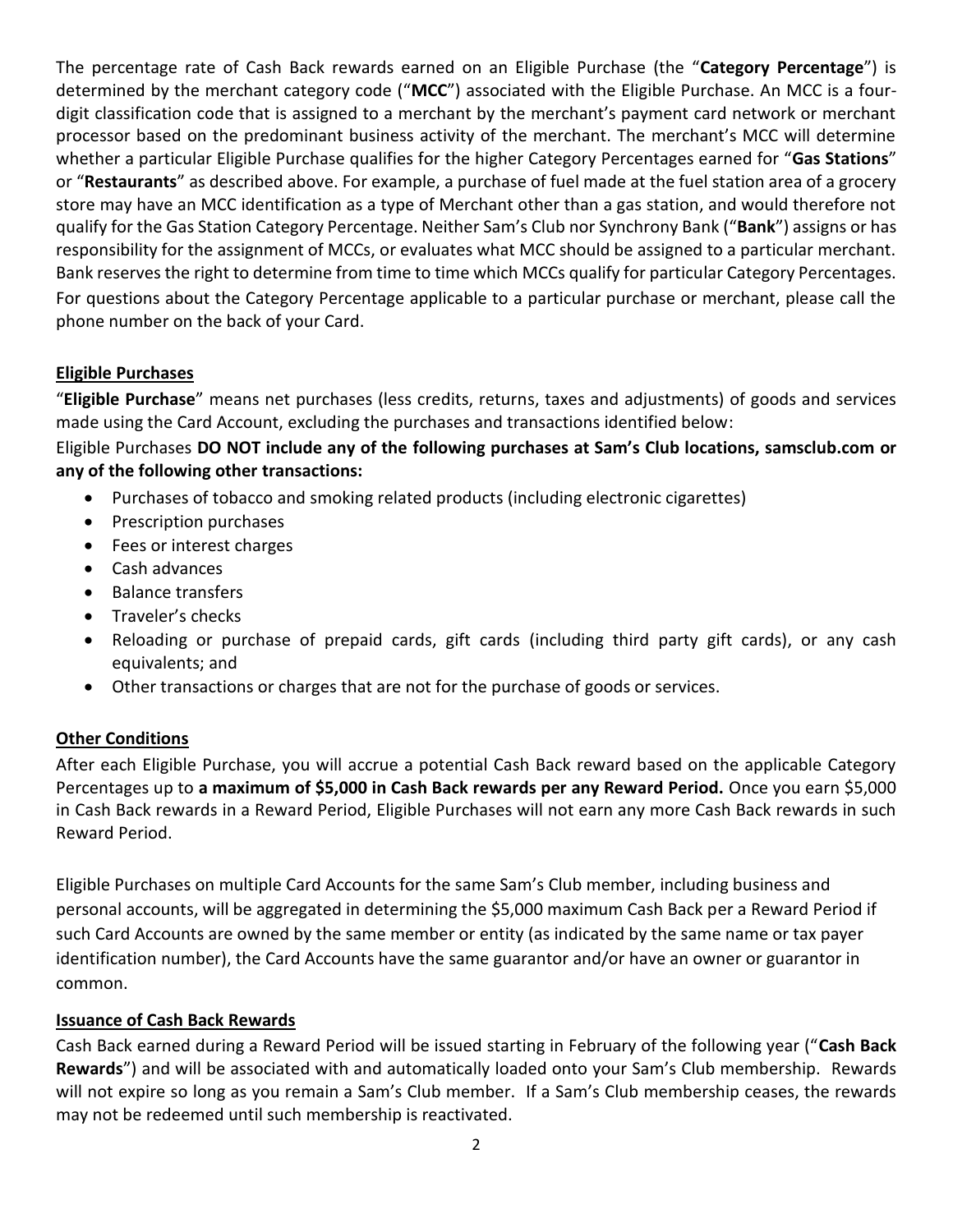The percentage rate of Cash Back rewards earned on an Eligible Purchase (the "**Category Percentage**") is determined by the merchant category code ("**MCC**") associated with the Eligible Purchase. An MCC is a four-digit classification code that is assigned to a merchant by the merchant's payment card network or merchant processor based on the predominant business activity of the merchant. The merchant's MCC will determine whether a particular Eligible Purchase qualifies for the higher Category Percentages earned for "**Gas Stations**" or "**Restaurants**" as described above. For example, a purchase of fuel made at the fuel station area of a grocery store may have an MCC identification as a type of Merchant other than a gas station, and would therefore not qualify for the Gas Station Category Percentage. Neither Sam's Club nor Synchrony Bank ("**Bank**") assigns or has responsibility for the assignment of MCCs, or evaluates what MCC should be assigned to a particular merchant. Bank reserves the right to determine from time to time which MCCs qualify for particular Category Percentages. For questions about the Category Percentage applicable to a particular purchase or merchant, please call the phone number on the back of your Card.

## Eligible Purchases

"**Eligible Purchase**" means net purchases (less credits, returns, taxes and adjustments) of goods and services made using the Card Account, excluding the purchases and transactions identified below:

Eligible Purchases **DO NOT include any of the following purchases at Sam's Club locations, samsclub.com or any of the following other transactions:**

- Purchases of tobacco and smoking related products (including electronic cigarettes)
- Prescription purchases
- Fees or interest charges
- Cash advances
- Balance transfers
- Traveler's checks
- Reloading or purchase of prepaid cards, gift cards (including third party gift cards), or any cash equivalents; and
- Other transactions or charges that are not for the purchase of goods or services.

## Other Conditions

After each Eligible Purchase, you will accrue a potential Cash Back reward based on the applicable Category Percentages up to **a maximum of $5,000 in Cash Back rewards per any Reward Period.** Once you earn $5,000 in Cash Back rewards in a Reward Period, Eligible Purchases will not earn any more Cash Back rewards in such Reward Period.

Eligible Purchases on multiple Card Accounts for the same Sam's Club member, including business and personal accounts, will be aggregated in determining the $5,000 maximum Cash Back per a Reward Period if such Card Accounts are owned by the same member or entity (as indicated by the same name or tax payer identification number), the Card Accounts have the same guarantor and/or have an owner or guarantor in common.

## Issuance of Cash Back Rewards

Cash Back earned during a Reward Period will be issued starting in February of the following year ("**Cash Back Rewards**") and will be associated with and automatically loaded onto your Sam's Club membership. Rewards will not expire so long as you remain a Sam's Club member. If a Sam's Club membership ceases, the rewards may not be redeemed until such membership is reactivated.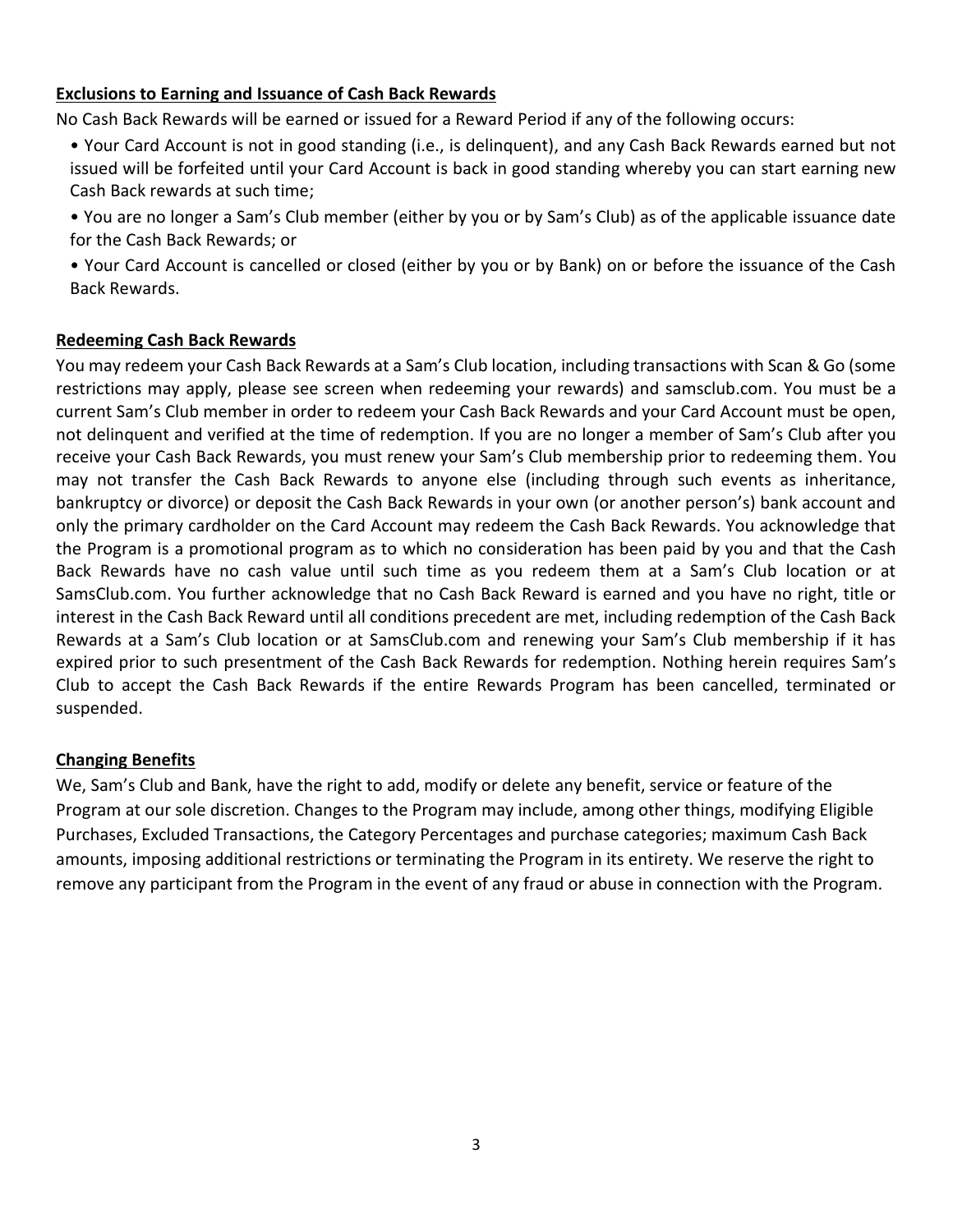**Exclusions to Earning and Issuance of Cash Back Rewards**

No Cash Back Rewards will be earned or issued for a Reward Period if any of the following occurs:

- Your Card Account is not in good standing (i.e., is delinquent), and any Cash Back Rewards earned but not issued will be forfeited until your Card Account is back in good standing whereby you can start earning new Cash Back rewards at such time;
- You are no longer a Sam's Club member (either by you or by Sam's Club) as of the applicable issuance date for the Cash Back Rewards; or
- Your Card Account is cancelled or closed (either by you or by Bank) on or before the issuance of the Cash Back Rewards.

**Redeeming Cash Back Rewards**

You may redeem your Cash Back Rewards at a Sam's Club location, including transactions with Scan & Go (some restrictions may apply, please see screen when redeeming your rewards) and samsclub.com. You must be a current Sam's Club member in order to redeem your Cash Back Rewards and your Card Account must be open, not delinquent and verified at the time of redemption. If you are no longer a member of Sam's Club after you receive your Cash Back Rewards, you must renew your Sam's Club membership prior to redeeming them. You may not transfer the Cash Back Rewards to anyone else (including through such events as inheritance, bankruptcy or divorce) or deposit the Cash Back Rewards in your own (or another person's) bank account and only the primary cardholder on the Card Account may redeem the Cash Back Rewards. You acknowledge that the Program is a promotional program as to which no consideration has been paid by you and that the Cash Back Rewards have no cash value until such time as you redeem them at a Sam's Club location or at SamsClub.com. You further acknowledge that no Cash Back Reward is earned and you have no right, title or interest in the Cash Back Reward until all conditions precedent are met, including redemption of the Cash Back Rewards at a Sam's Club location or at SamsClub.com and renewing your Sam's Club membership if it has expired prior to such presentment of the Cash Back Rewards for redemption. Nothing herein requires Sam's Club to accept the Cash Back Rewards if the entire Rewards Program has been cancelled, terminated or suspended.

**Changing Benefits**

We, Sam's Club and Bank, have the right to add, modify or delete any benefit, service or feature of the Program at our sole discretion. Changes to the Program may include, among other things, modifying Eligible Purchases, Excluded Transactions, the Category Percentages and purchase categories; maximum Cash Back amounts, imposing additional restrictions or terminating the Program in its entirety. We reserve the right to remove any participant from the Program in the event of any fraud or abuse in connection with the Program.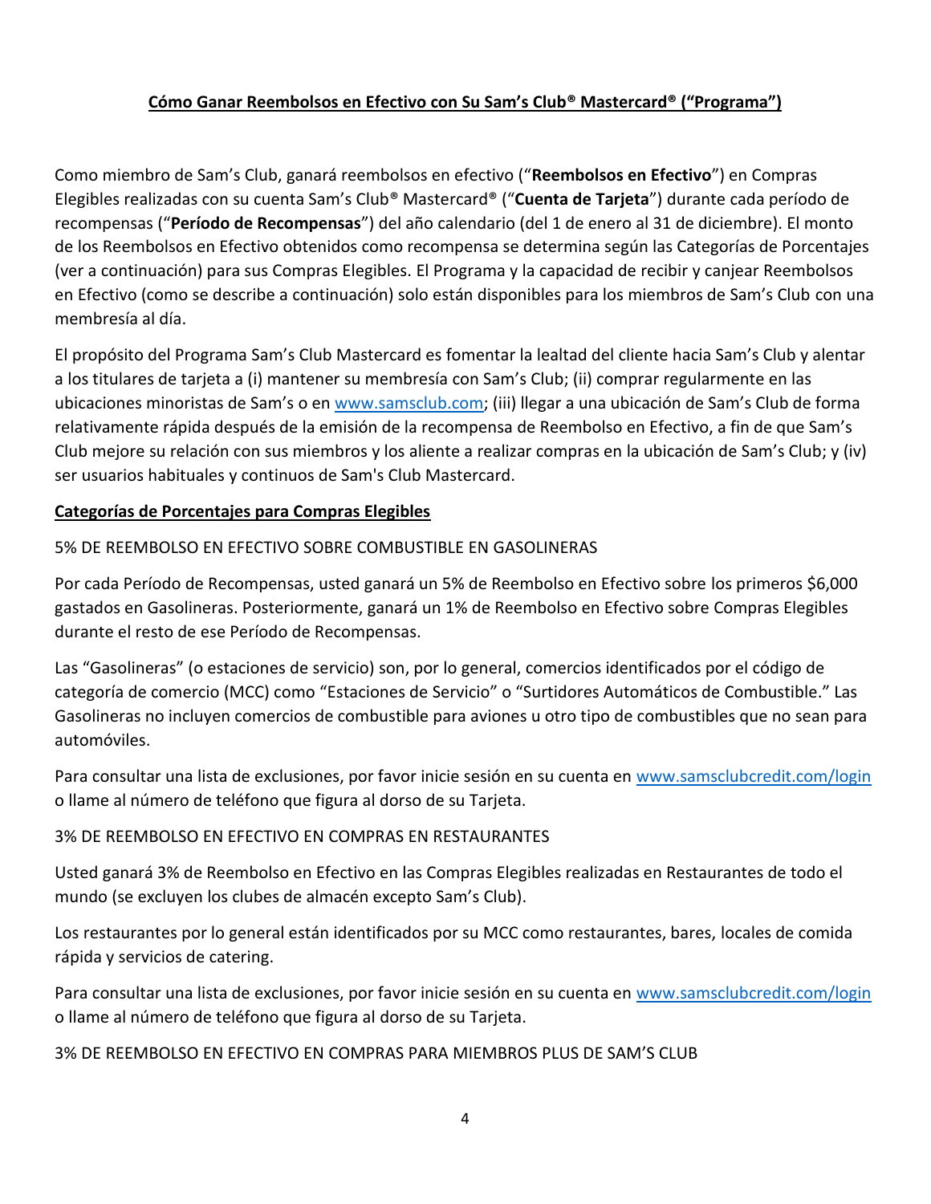## <u>**Cómo Ganar Reembolsos en Efectivo con Su Sam's Club® Mastercard® ("Programa")**</u>

Como miembro de Sam's Club, ganará reembolsos en efectivo ("**Reembolsos en Efectivo**") en Compras Elegibles realizadas con su cuenta Sam's Club® Mastercard® ("**Cuenta de Tarjeta**") durante cada período de recompensas ("**Período de Recompensas**") del año calendario (del 1 de enero al 31 de diciembre). El monto de los Reembolsos en Efectivo obtenidos como recompensa se determina según las Categorías de Porcentajes (ver a continuación) para sus Compras Elegibles. El Programa y la capacidad de recibir y canjear Reembolsos en Efectivo (como se describe a continuación) solo están disponibles para los miembros de Sam's Club con una membresía al día.

El propósito del Programa Sam's Club Mastercard es fomentar la lealtad del cliente hacia Sam's Club y alentar a los titulares de tarjeta a (i) mantener su membresía con Sam's Club; (ii) comprar regularmente en las ubicaciones minoristas de Sam's o en www.samsclub.com; (iii) llegar a una ubicación de Sam's Club de forma relativamente rápida después de la emisión de la recompensa de Reembolso en Efectivo, a fin de que Sam's Club mejore su relación con sus miembros y los aliente a realizar compras en la ubicación de Sam's Club; y (iv) ser usuarios habituales y continuos de Sam's Club Mastercard.

### <u>**Categorías de Porcentajes para Compras Elegibles**</u>

5% DE REEMBOLSO EN EFECTIVO SOBRE COMBUSTIBLE EN GASOLINERAS

Por cada Período de Recompensas, usted ganará un 5% de Reembolso en Efectivo sobre los primeros $6,000 gastados en Gasolineras. Posteriormente, ganará un 1% de Reembolso en Efectivo sobre Compras Elegibles durante el resto de ese Período de Recompensas.

Las "Gasolineras" (o estaciones de servicio) son, por lo general, comercios identificados por el código de categoría de comercio (MCC) como "Estaciones de Servicio" o "Surtidores Automáticos de Combustible." Las Gasolineras no incluyen comercios de combustible para aviones u otro tipo de combustibles que no sean para automóviles.

Para consultar una lista de exclusiones, por favor inicie sesión en su cuenta en www.samsclubcredit.com/login o llame al número de teléfono que figura al dorso de su Tarjeta.

3% DE REEMBOLSO EN EFECTIVO EN COMPRAS EN RESTAURANTES

Usted ganará 3% de Reembolso en Efectivo en las Compras Elegibles realizadas en Restaurantes de todo el mundo (se excluyen los clubes de almacén excepto Sam's Club).

Los restaurantes por lo general están identificados por su MCC como restaurantes, bares, locales de comida rápida y servicios de catering.

Para consultar una lista de exclusiones, por favor inicie sesión en su cuenta en www.samsclubcredit.com/login o llame al número de teléfono que figura al dorso de su Tarjeta.

3% DE REEMBOLSO EN EFECTIVO EN COMPRAS PARA MIEMBROS PLUS DE SAM'S CLUB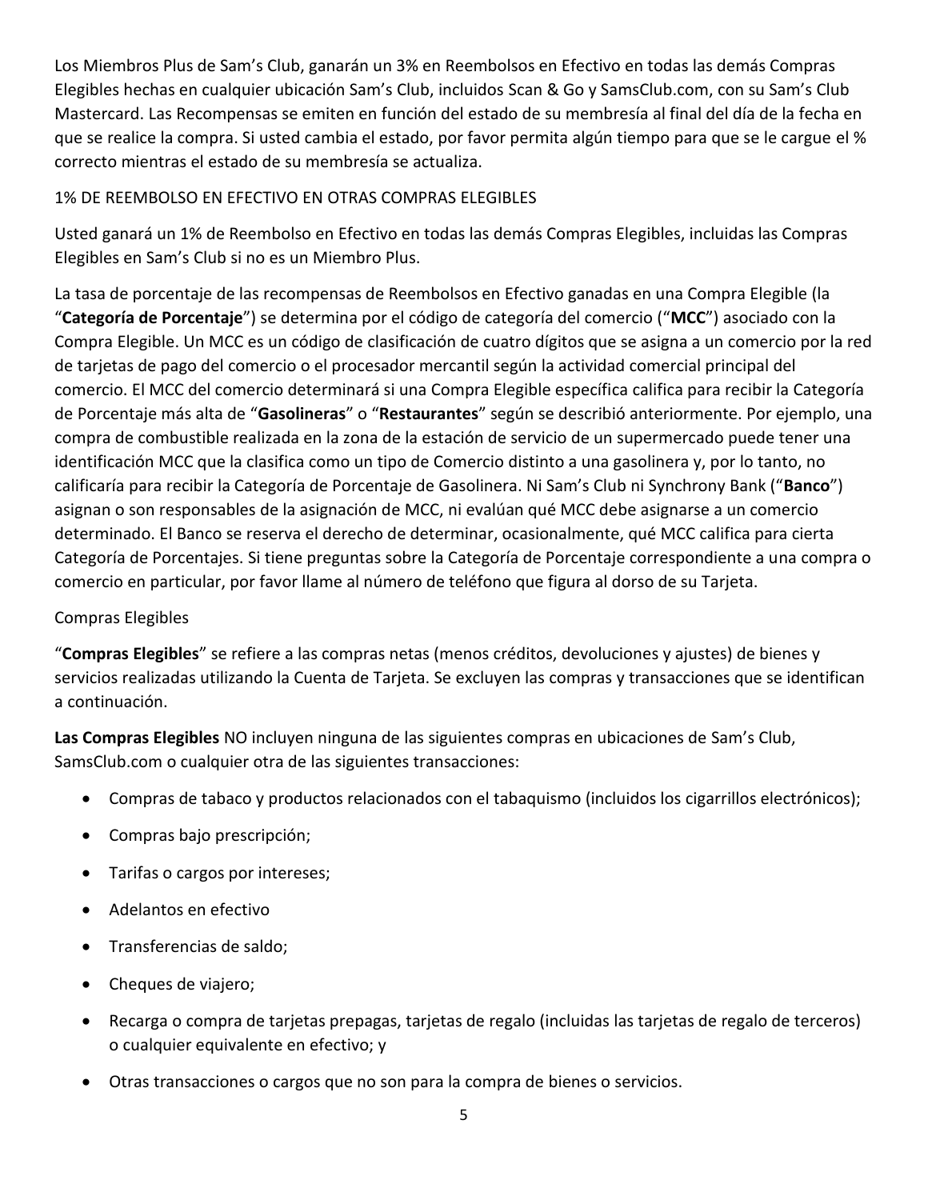Los Miembros Plus de Sam's Club, ganarán un 3% en Reembolsos en Efectivo en todas las demás Compras Elegibles hechas en cualquier ubicación Sam's Club, incluidos Scan & Go y SamsClub.com, con su Sam's Club Mastercard. Las Recompensas se emiten en función del estado de su membresía al final del día de la fecha en que se realice la compra. Si usted cambia el estado, por favor permita algún tiempo para que se le cargue el % correcto mientras el estado de su membresía se actualiza.

1% DE REEMBOLSO EN EFECTIVO EN OTRAS COMPRAS ELEGIBLES

Usted ganará un 1% de Reembolso en Efectivo en todas las demás Compras Elegibles, incluidas las Compras Elegibles en Sam's Club si no es un Miembro Plus.

La tasa de porcentaje de las recompensas de Reembolsos en Efectivo ganadas en una Compra Elegible (la "**Categoría de Porcentaje**") se determina por el código de categoría del comercio ("**MCC**") asociado con la Compra Elegible. Un MCC es un código de clasificación de cuatro dígitos que se asigna a un comercio por la red de tarjetas de pago del comercio o el procesador mercantil según la actividad comercial principal del comercio. El MCC del comercio determinará si una Compra Elegible específica califica para recibir la Categoría de Porcentaje más alta de "**Gasolineras**" o "**Restaurantes**" según se describió anteriormente. Por ejemplo, una compra de combustible realizada en la zona de la estación de servicio de un supermercado puede tener una identificación MCC que la clasifica como un tipo de Comercio distinto a una gasolinera y, por lo tanto, no calificaría para recibir la Categoría de Porcentaje de Gasolinera. Ni Sam's Club ni Synchrony Bank ("**Banco**") asignan o son responsables de la asignación de MCC, ni evalúan qué MCC debe asignarse a un comercio determinado. El Banco se reserva el derecho de determinar, ocasionalmente, qué MCC califica para cierta Categoría de Porcentajes. Si tiene preguntas sobre la Categoría de Porcentaje correspondiente a una compra o comercio en particular, por favor llame al número de teléfono que figura al dorso de su Tarjeta.

Compras Elegibles

"**Compras Elegibles**" se refiere a las compras netas (menos créditos, devoluciones y ajustes) de bienes y servicios realizadas utilizando la Cuenta de Tarjeta. Se excluyen las compras y transacciones que se identifican a continuación.

**Las Compras Elegibles** NO incluyen ninguna de las siguientes compras en ubicaciones de Sam's Club, SamsClub.com o cualquier otra de las siguientes transacciones:

- Compras de tabaco y productos relacionados con el tabaquismo (incluidos los cigarrillos electrónicos);
- Compras bajo prescripción;
- Tarifas o cargos por intereses;
- Adelantos en efectivo
- Transferencias de saldo;
- Cheques de viajero;
- Recarga o compra de tarjetas prepagas, tarjetas de regalo (incluidas las tarjetas de regalo de terceros) o cualquier equivalente en efectivo; y
- Otras transacciones o cargos que no son para la compra de bienes o servicios.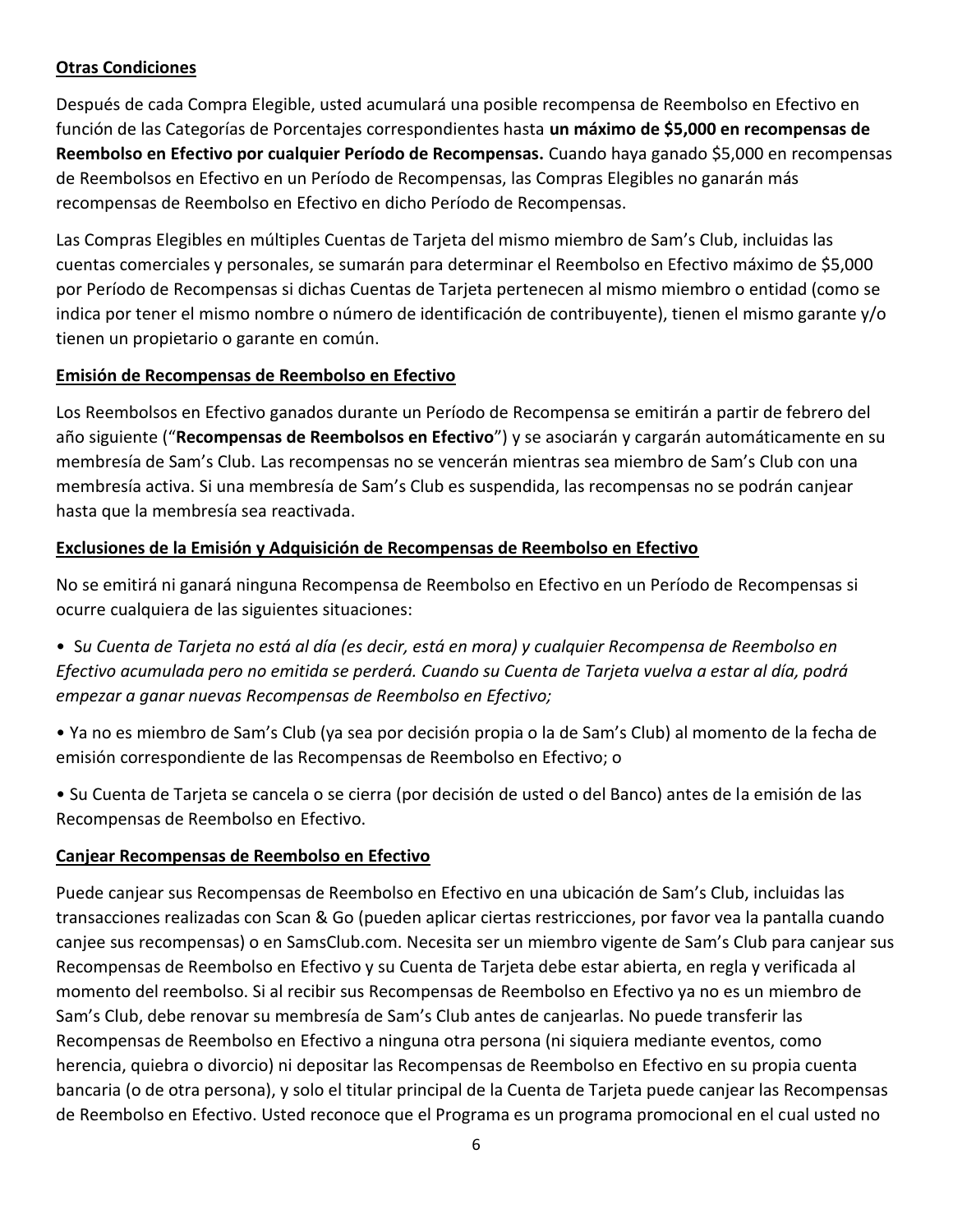**Otras Condiciones**

Después de cada Compra Elegible, usted acumulará una posible recompensa de Reembolso en Efectivo en función de las Categorías de Porcentajes correspondientes hasta **un máximo de $5,000 en recompensas de Reembolso en Efectivo por cualquier Período de Recompensas.** Cuando haya ganado $5,000 en recompensas de Reembolsos en Efectivo en un Período de Recompensas, las Compras Elegibles no ganarán más recompensas de Reembolso en Efectivo en dicho Período de Recompensas.

Las Compras Elegibles en múltiples Cuentas de Tarjeta del mismo miembro de Sam's Club, incluidas las cuentas comerciales y personales, se sumarán para determinar el Reembolso en Efectivo máximo de $5,000 por Período de Recompensas si dichas Cuentas de Tarjeta pertenecen al mismo miembro o entidad (como se indica por tener el mismo nombre o número de identificación de contribuyente), tienen el mismo garante y/o tienen un propietario o garante en común.

**Emisión de Recompensas de Reembolso en Efectivo**

Los Reembolsos en Efectivo ganados durante un Período de Recompensa se emitirán a partir de febrero del año siguiente ("**Recompensas de Reembolsos en Efectivo**") y se asociarán y cargarán automáticamente en su membresía de Sam's Club. Las recompensas no se vencerán mientras sea miembro de Sam's Club con una membresía activa. Si una membresía de Sam's Club es suspendida, las recompensas no se podrán canjear hasta que la membresía sea reactivada.

**Exclusiones de la Emisión y Adquisición de Recompensas de Reembolso en Efectivo**

No se emitirá ni ganará ninguna Recompensa de Reembolso en Efectivo en un Período de Recompensas si ocurre cualquiera de las siguientes situaciones:

- S*u Cuenta de Tarjeta no está al día (es decir, está en mora) y cualquier Recompensa de Reembolso en Efectivo acumulada pero no emitida se perderá. Cuando su Cuenta de Tarjeta vuelva a estar al día, podrá empezar a ganar nuevas Recompensas de Reembolso en Efectivo;*
- Ya no es miembro de Sam's Club (ya sea por decisión propia o la de Sam's Club) al momento de la fecha de emisión correspondiente de las Recompensas de Reembolso en Efectivo; o
- Su Cuenta de Tarjeta se cancela o se cierra (por decisión de usted o del Banco) antes de la emisión de las Recompensas de Reembolso en Efectivo.

**Canjear Recompensas de Reembolso en Efectivo**

Puede canjear sus Recompensas de Reembolso en Efectivo en una ubicación de Sam's Club, incluidas las transacciones realizadas con Scan & Go (pueden aplicar ciertas restricciones, por favor vea la pantalla cuando canjee sus recompensas) o en SamsClub.com. Necesita ser un miembro vigente de Sam's Club para canjear sus Recompensas de Reembolso en Efectivo y su Cuenta de Tarjeta debe estar abierta, en regla y verificada al momento del reembolso. Si al recibir sus Recompensas de Reembolso en Efectivo ya no es un miembro de Sam's Club, debe renovar su membresía de Sam's Club antes de canjearlas. No puede transferir las Recompensas de Reembolso en Efectivo a ninguna otra persona (ni siquiera mediante eventos, como herencia, quiebra o divorcio) ni depositar las Recompensas de Reembolso en Efectivo en su propia cuenta bancaria (o de otra persona), y solo el titular principal de la Cuenta de Tarjeta puede canjear las Recompensas de Reembolso en Efectivo. Usted reconoce que el Programa es un programa promocional en el cual usted no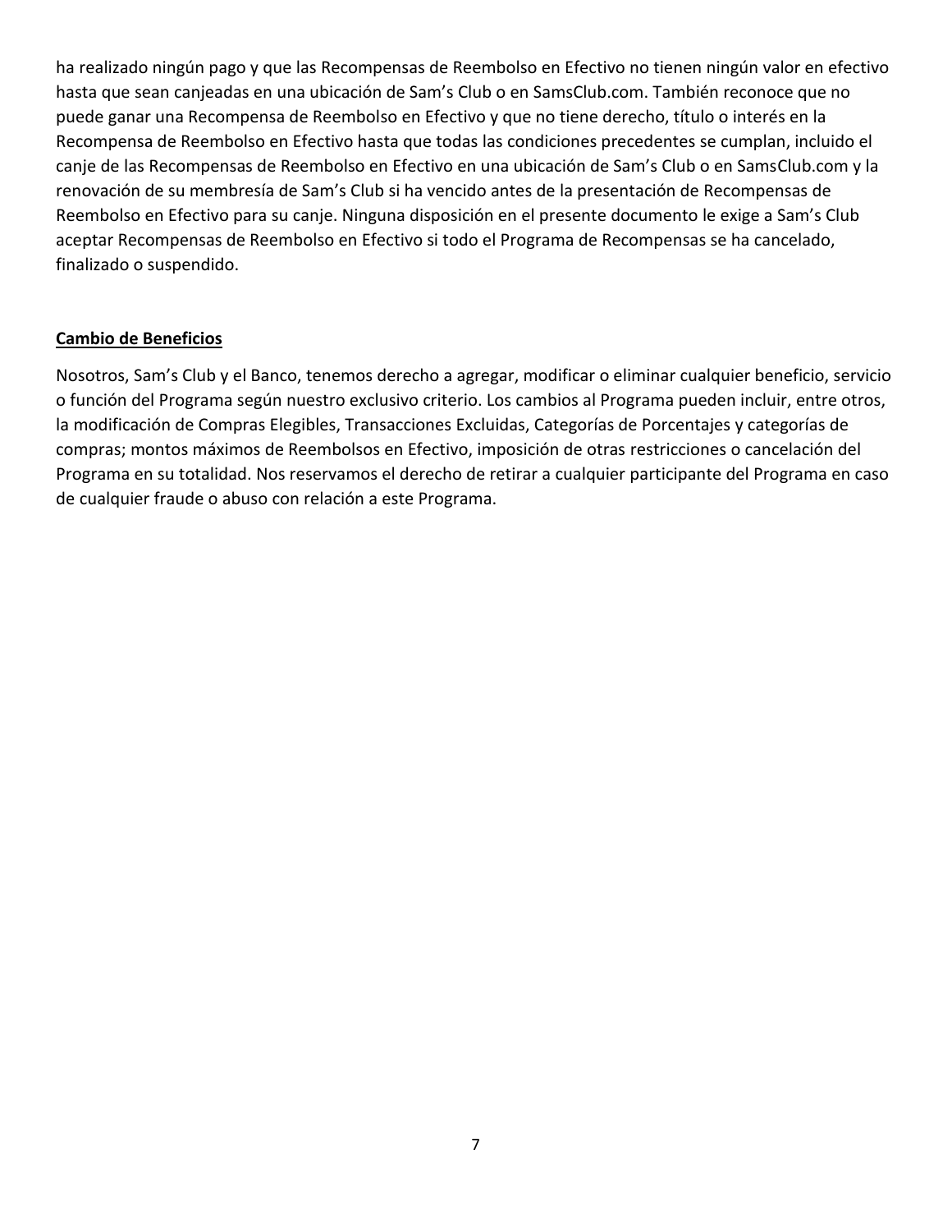ha realizado ningún pago y que las Recompensas de Reembolso en Efectivo no tienen ningún valor en efectivo hasta que sean canjeadas en una ubicación de Sam's Club o en SamsClub.com. También reconoce que no puede ganar una Recompensa de Reembolso en Efectivo y que no tiene derecho, título o interés en la Recompensa de Reembolso en Efectivo hasta que todas las condiciones precedentes se cumplan, incluido el canje de las Recompensas de Reembolso en Efectivo en una ubicación de Sam's Club o en SamsClub.com y la renovación de su membresía de Sam's Club si ha vencido antes de la presentación de Recompensas de Reembolso en Efectivo para su canje. Ninguna disposición en el presente documento le exige a Sam's Club aceptar Recompensas de Reembolso en Efectivo si todo el Programa de Recompensas se ha cancelado, finalizado o suspendido.

**Cambio de Beneficios**

Nosotros, Sam's Club y el Banco, tenemos derecho a agregar, modificar o eliminar cualquier beneficio, servicio o función del Programa según nuestro exclusivo criterio. Los cambios al Programa pueden incluir, entre otros, la modificación de Compras Elegibles, Transacciones Excluidas, Categorías de Porcentajes y categorías de compras; montos máximos de Reembolsos en Efectivo, imposición de otras restricciones o cancelación del Programa en su totalidad. Nos reservamos el derecho de retirar a cualquier participante del Programa en caso de cualquier fraude o abuso con relación a este Programa.